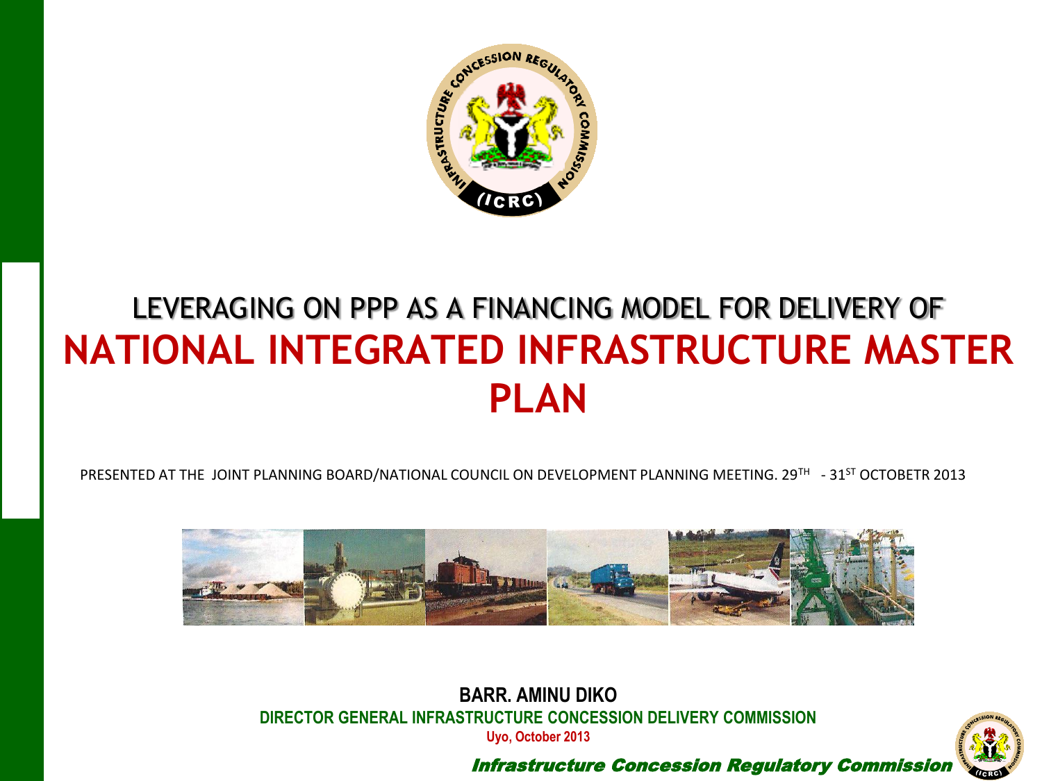# LEVERAGING ON PPP AS A FINANCING MODEL FOR DELIVERY OF NATIONAL INTEGRATED INFRASTRUCTURE MASTER PLAN

PRESENTED AT THE JOINT PLANNING BOARD/NATIONAL COUNCIL ON DEVELOPMENT PLANNING MEETING. 29TH - 31ST OCTOBETR 2013

**BARR. AMINU DIKO**

**DIRECTOR GENERAL INFRASTRUCTURE CONCESSION DELIVERY COMMISSION**

**Uyo, October 2013**

***Infrastructure Concession Regulatory Commission***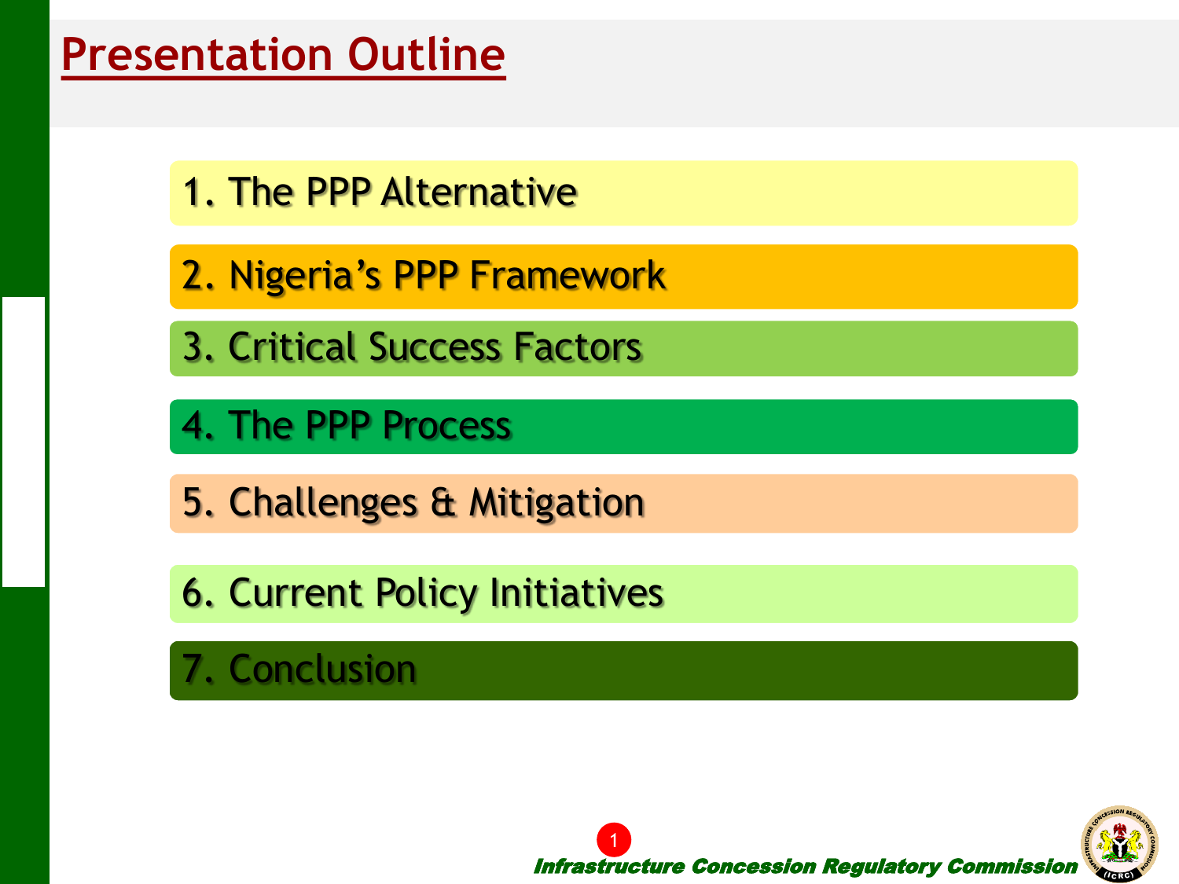# Presentation Outline

1. The PPP Alternative
2. Nigeria's PPP Framework
3. Critical Success Factors
4. The PPP Process
5. Challenges & Mitigation
6. Current Policy Initiatives
7. Conclusion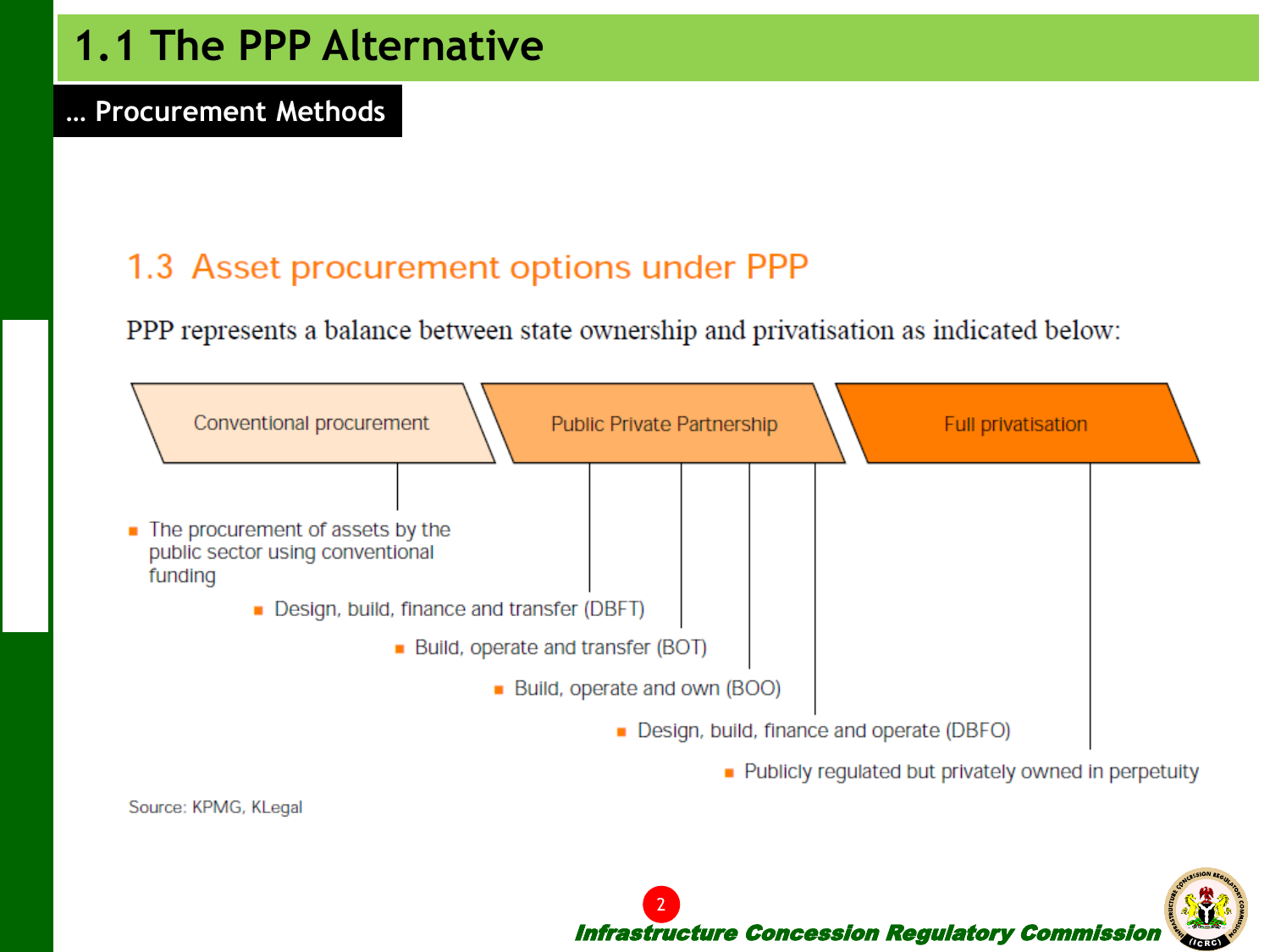# 1.1 The PPP Alternative

## … Procurement Methods

### 1.3 Asset procurement options under PPP

PPP represents a balance between state ownership and privatisation as indicated below:

**Conventional procurement** | **Public Private Partnership** | **Full privatisation**

- The procurement of assets by the public sector using conventional funding
- Design, build, finance and transfer (DBFT)
- Build, operate and transfer (BOT)
- Build, operate and own (BOO)
- Design, build, finance and operate (DBFO)
- Publicly regulated but privately owned in perpetuity

Source: KPMG, KLegal

*Infrastructure Concession Regulatory Commission*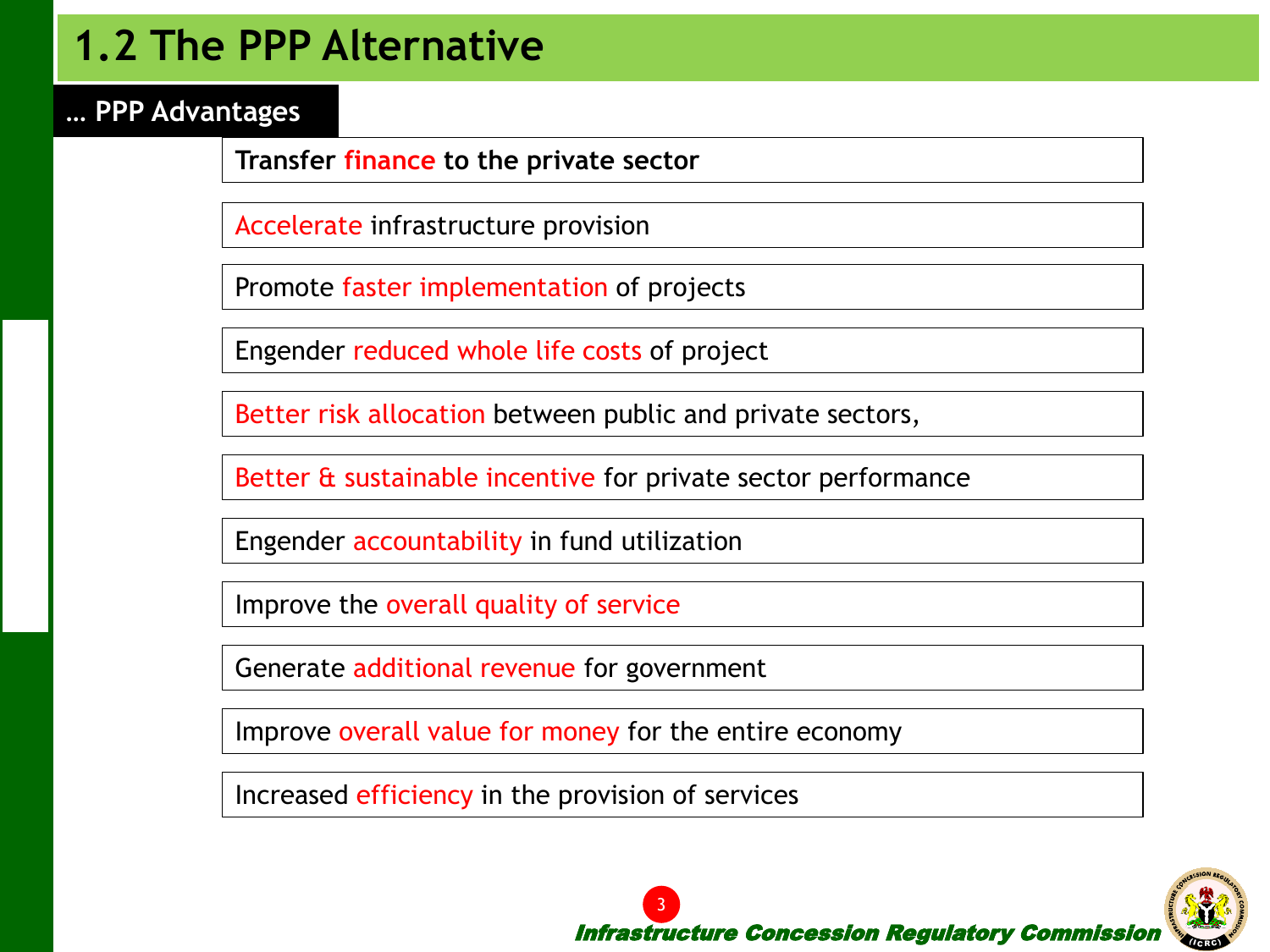# 1.2 The PPP Alternative

## … PPP Advantages

- **Transfer finance to the private sector**
- Accelerate infrastructure provision
- Promote faster implementation of projects
- Engender reduced whole life costs of project
- Better risk allocation between public and private sectors,
- Better & sustainable incentive for private sector performance
- Engender accountability in fund utilization
- Improve the overall quality of service
- Generate additional revenue for government
- Improve overall value for money for the entire economy
- Increased efficiency in the provision of services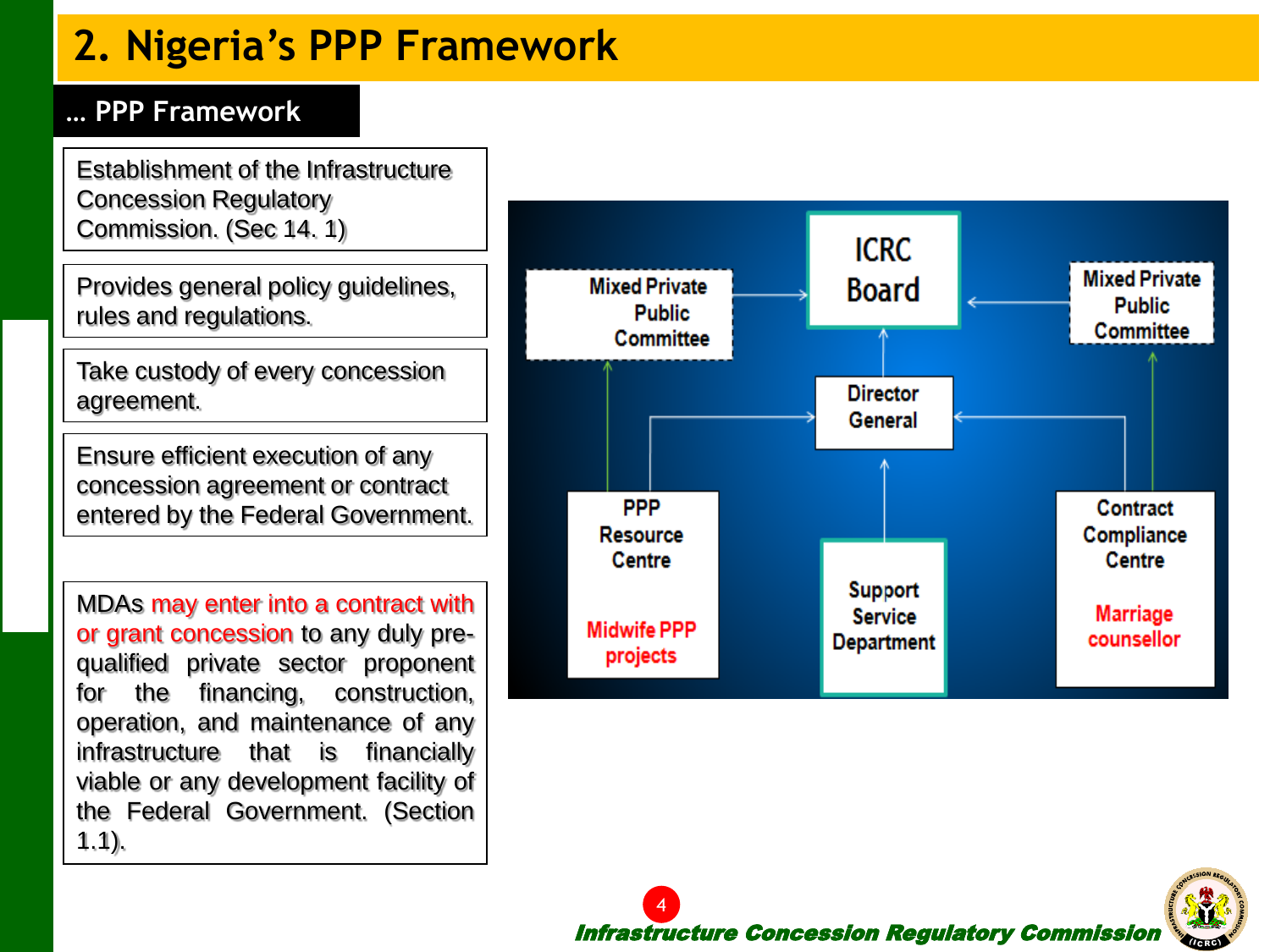# 2. Nigeria's PPP Framework

## … PPP Framework

Establishment of the Infrastructure Concession Regulatory Commission. (Sec 14. 1)

Provides general policy guidelines, rules and regulations.

Take custody of every concession agreement.

Ensure efficient execution of any concession agreement or contract entered by the Federal Government.

MDAs may enter into a contract with or grant concession to any duly pre-qualified private sector proponent for the financing, construction, operation, and maintenance of any infrastructure that is financially viable or any development facility of the Federal Government. (Section 1.1).

ICRC Board

Mixed Private Public Committee

Mixed Private Public Committee

Director General

PPP Resource Centre

Midwife PPP projects

Support Service Department

Contract Compliance Centre

Marriage counsellor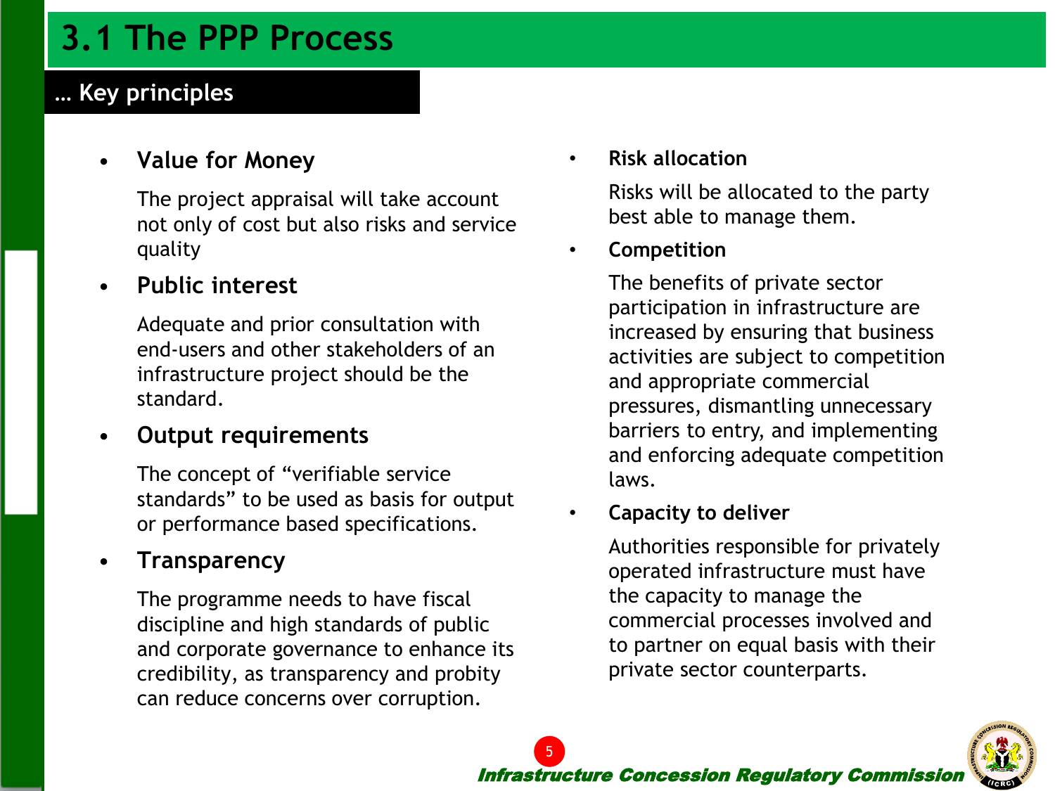# 3.1 The PPP Process

## … Key principles

- **Value for Money**

  The project appraisal will take account not only of cost but also risks and service quality

- **Public interest**

  Adequate and prior consultation with end-users and other stakeholders of an infrastructure project should be the standard.

- **Output requirements**

  The concept of "verifiable service standards" to be used as basis for output or performance based specifications.

- **Transparency**

  The programme needs to have fiscal discipline and high standards of public and corporate governance to enhance its credibility, as transparency and probity can reduce concerns over corruption.

- **Risk allocation**

  Risks will be allocated to the party best able to manage them.

- **Competition**

  The benefits of private sector participation in infrastructure are increased by ensuring that business activities are subject to competition and appropriate commercial pressures, dismantling unnecessary barriers to entry, and implementing and enforcing adequate competition laws.

- **Capacity to deliver**

  Authorities responsible for privately operated infrastructure must have the capacity to manage the commercial processes involved and to partner on equal basis with their private sector counterparts.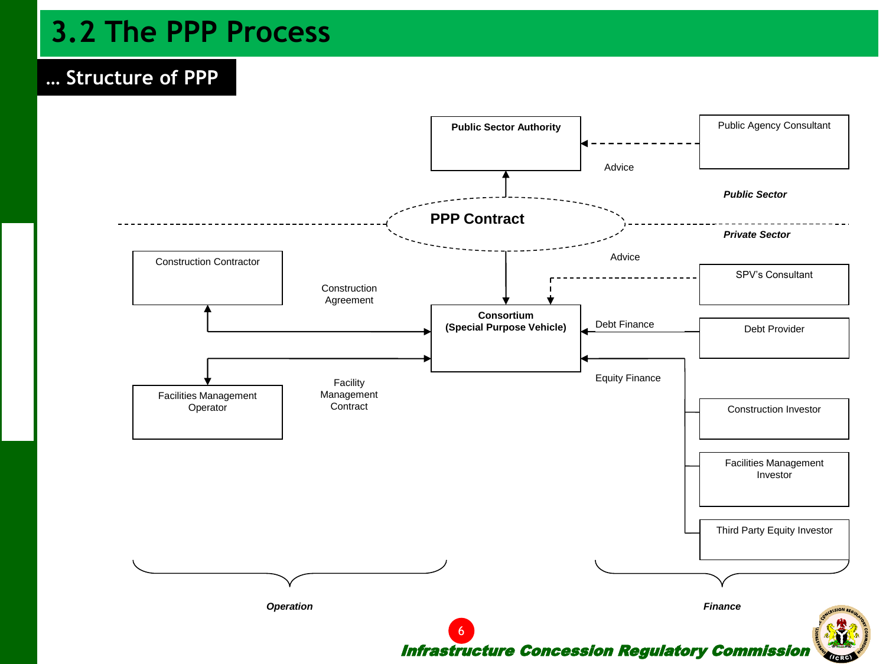# 3.2 The PPP Process

## … Structure of PPP

Public Sector Authority

Public Agency Consultant

Advice

*Public Sector*

**PPP Contract**

*Private Sector*

Advice

Construction Contractor

Construction Agreement

SPV's Consultant

**Consortium (Special Purpose Vehicle)**

Debt Finance

Debt Provider

Facility Management Contract

Equity Finance

Facilities Management Operator

Construction Investor

Facilities Management Investor

Third Party Equity Investor

*Operation*

*Finance*

***Infrastructure Concession Regulatory Commission***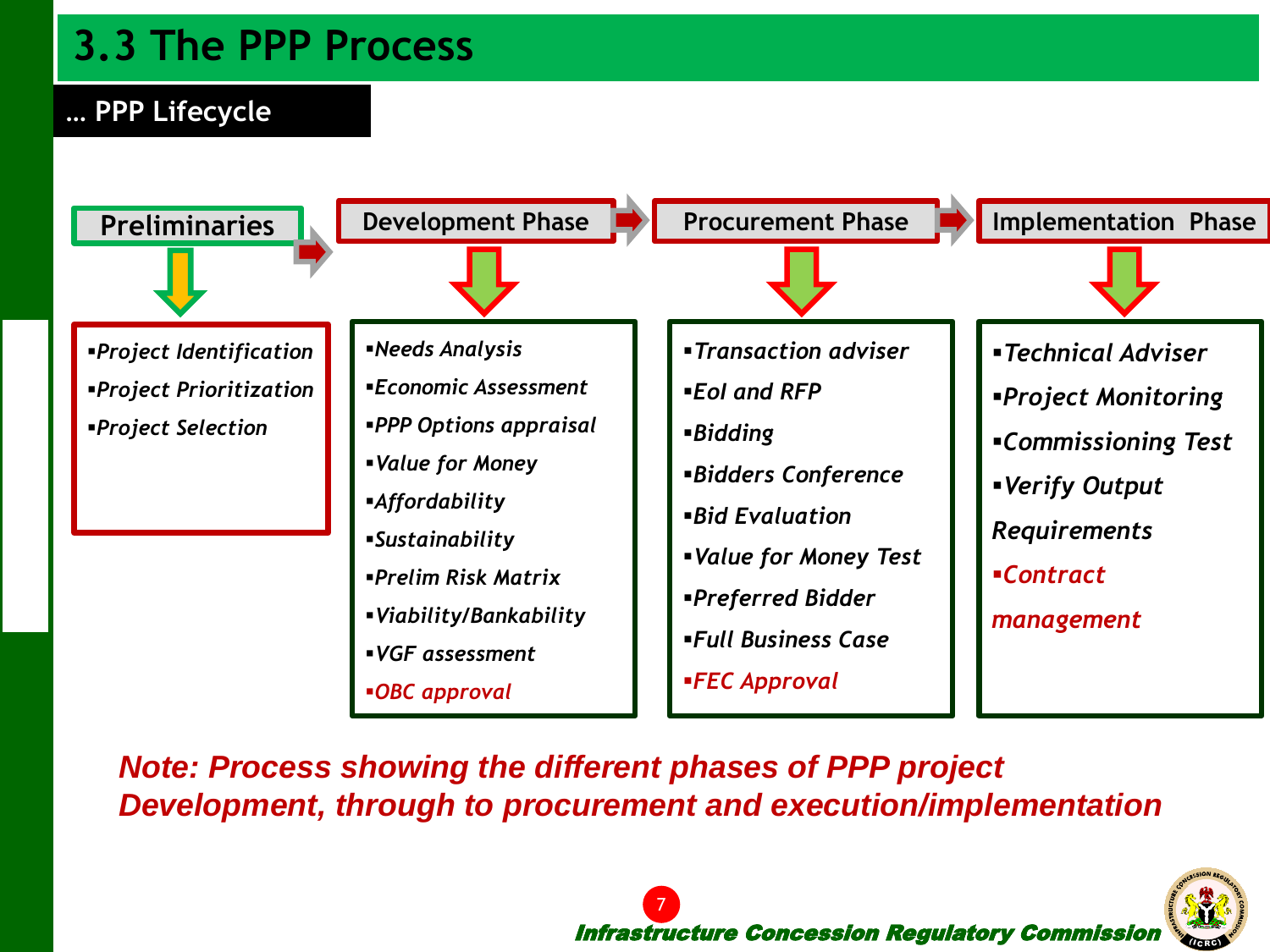# 3.3 The PPP Process

## … PPP Lifecycle

**Preliminaries**

- *Project Identification*
- *Project Prioritization*
- *Project Selection*

**Development Phase**

- *Needs Analysis*
- *Economic Assessment*
- *PPP Options appraisal*
- *Value for Money*
- *Affordability*
- *Sustainability*
- *Prelim Risk Matrix*
- *Viability/Bankability*
- *VGF assessment*
- *OBC approval*

**Procurement Phase**

- *Transaction adviser*
- *EoI and RFP*
- *Bidding*
- *Bidders Conference*
- *Bid Evaluation*
- *Value for Money Test*
- *Preferred Bidder*
- *Full Business Case*
- *FEC Approval*

**Implementation Phase**

- *Technical Adviser*
- *Project Monitoring*
- *Commissioning Test*
- *Verify Output Requirements*
- *Contract management*

***Note: Process showing the different phases of PPP project Development, through to procurement and execution/implementation***

*Infrastructure Concession Regulatory Commission*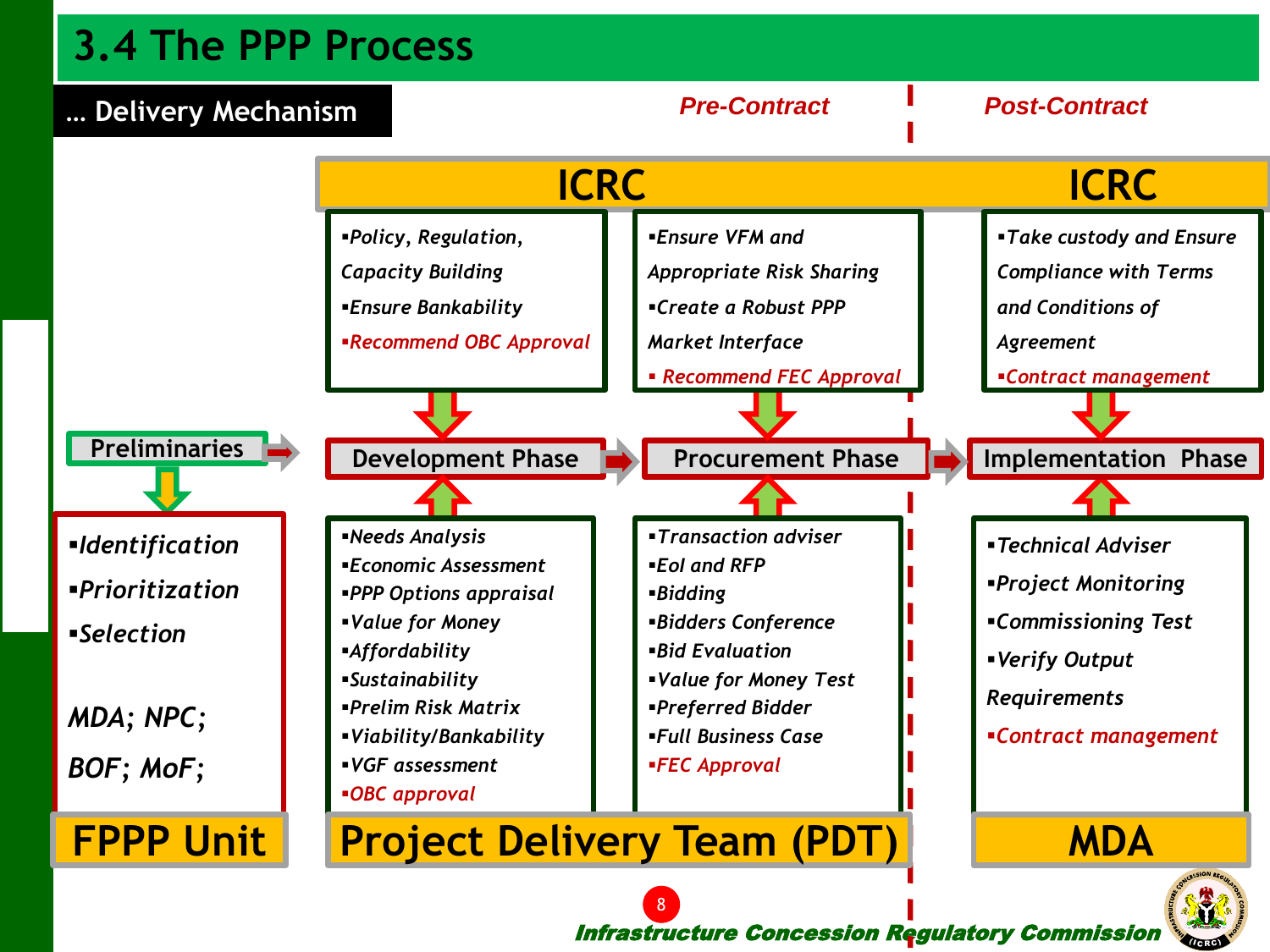# 3.4 The PPP Process

## … Delivery Mechanism

**Pre-Contract** | **Post-Contract**

### ICRC (Pre-Contract)

**Development Phase**

- *Policy, Regulation, Capacity Building*
- *Ensure Bankability*
- *Recommend OBC Approval*

**Procurement Phase**

- *Ensure VFM and Appropriate Risk Sharing*
- *Create a Robust PPP Market Interface*
- *Recommend FEC Approval*

### ICRC (Post-Contract)

**Implementation Phase**

- *Take custody and Ensure Compliance with Terms and Conditions of Agreement*
- *Contract management*

---

### Preliminaries → Development Phase → Procurement Phase → Implementation Phase

---

### FPPP Unit — Preliminaries

- *Identification*
- *Prioritization*
- *Selection*

*MDA; NPC; BOF; MoF;*

### Project Delivery Team (PDT)

**Development Phase**

- *Needs Analysis*
- *Economic Assessment*
- *PPP Options appraisal*
- *Value for Money*
- *Affordability*
- *Sustainability*
- *Prelim Risk Matrix*
- *Viability/Bankability*
- *VGF assessment*
- *OBC approval*

**Procurement Phase**

- *Transaction adviser*
- *EoI and RFP*
- *Bidding*
- *Bidders Conference*
- *Bid Evaluation*
- *Value for Money Test*
- *Preferred Bidder*
- *Full Business Case*
- *FEC Approval*

### MDA — Implementation Phase

- *Technical Adviser*
- *Project Monitoring*
- *Commissioning Test*
- *Verify Output Requirements*
- *Contract management*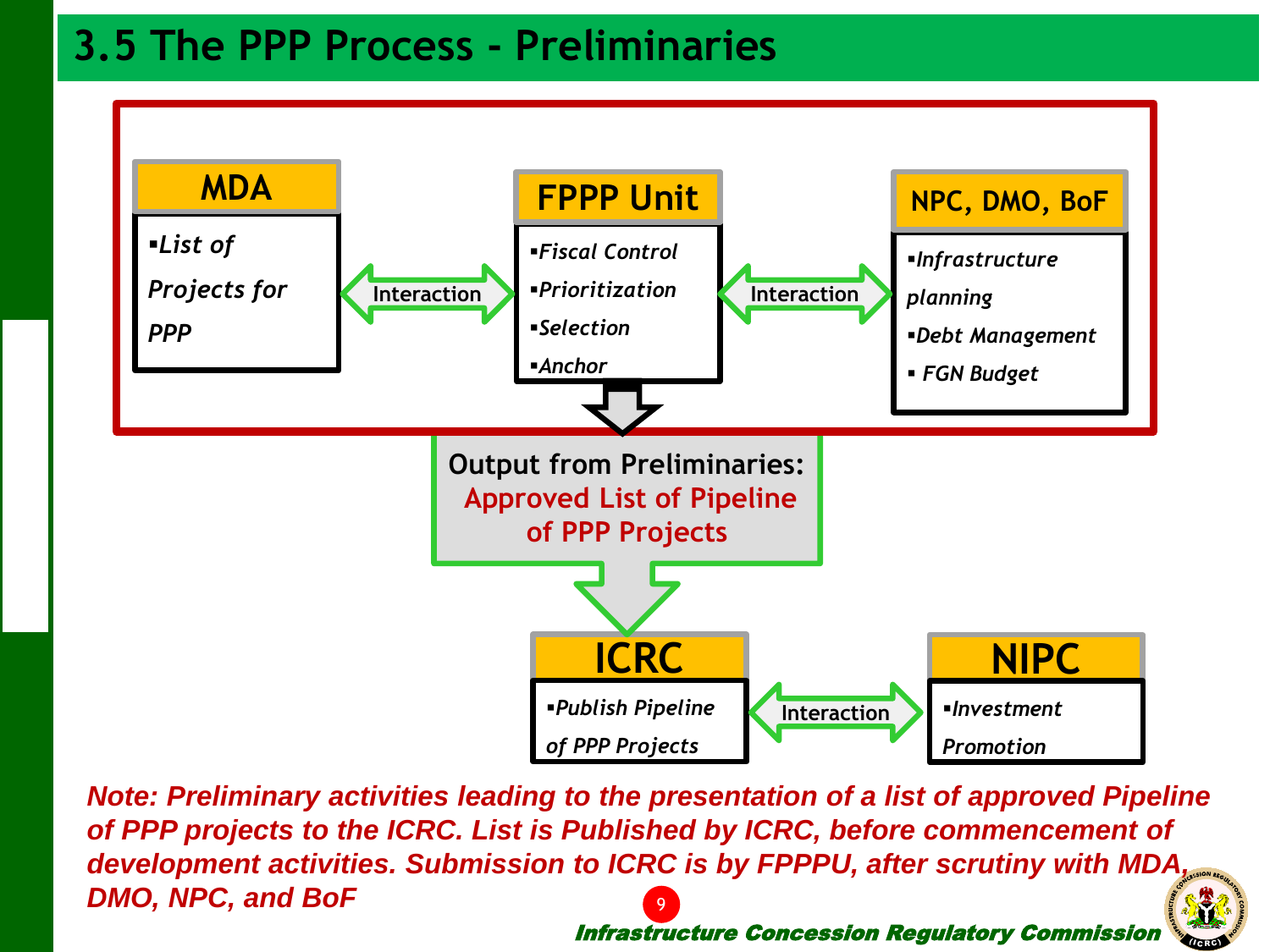## 3.5 The PPP Process - Preliminaries

**MDA**

- *List of Projects for PPP*

⟷ Interaction ⟷

**FPPP Unit**

- *Fiscal Control*
- *Prioritization*
- *Selection*
- *Anchor*

⟷ Interaction ⟷

**NPC, DMO, BoF**

- *Infrastructure planning*
- *Debt Management*
- *FGN Budget*

**Output from Preliminaries:**
**Approved List of Pipeline of PPP Projects**

**ICRC**

- *Publish Pipeline of PPP Projects*

⟷ Interaction ⟷

**NIPC**

- *Investment Promotion*

***Note: Preliminary activities leading to the presentation of a list of approved Pipeline of PPP projects to the ICRC. List is Published by ICRC, before commencement of development activities. Submission to ICRC is by FPPPU, after scrutiny with MDA, DMO, NPC, and BoF***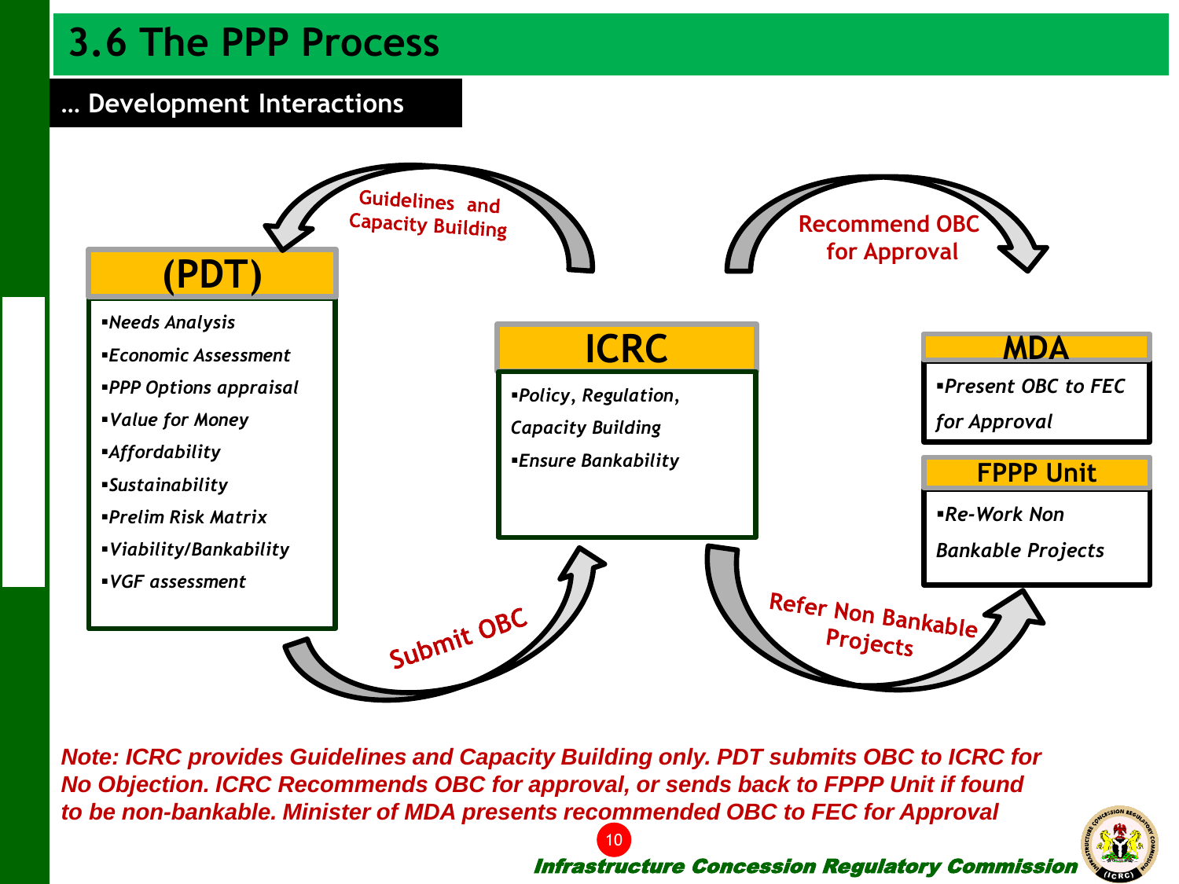# 3.6 The PPP Process

## … Development Interactions

Guidelines and Capacity Building

Recommend OBC for Approval

### (PDT)

- *Needs Analysis*
- *Economic Assessment*
- *PPP Options appraisal*
- *Value for Money*
- *Affordability*
- *Sustainability*
- *Prelim Risk Matrix*
- *Viability/Bankability*
- *VGF assessment*

### ICRC

- *Policy, Regulation, Capacity Building*
- *Ensure Bankability*

### MDA

- *Present OBC to FEC for Approval*

### FPPP Unit

- *Re-Work Non Bankable Projects*

Submit OBC

Refer Non Bankable Projects

***Note: ICRC provides Guidelines and Capacity Building only. PDT submits OBC to ICRC for No Objection. ICRC Recommends OBC for approval, or sends back to FPPP Unit if found to be non-bankable. Minister of MDA presents recommended OBC to FEC for Approval***

***Infrastructure Concession Regulatory Commission***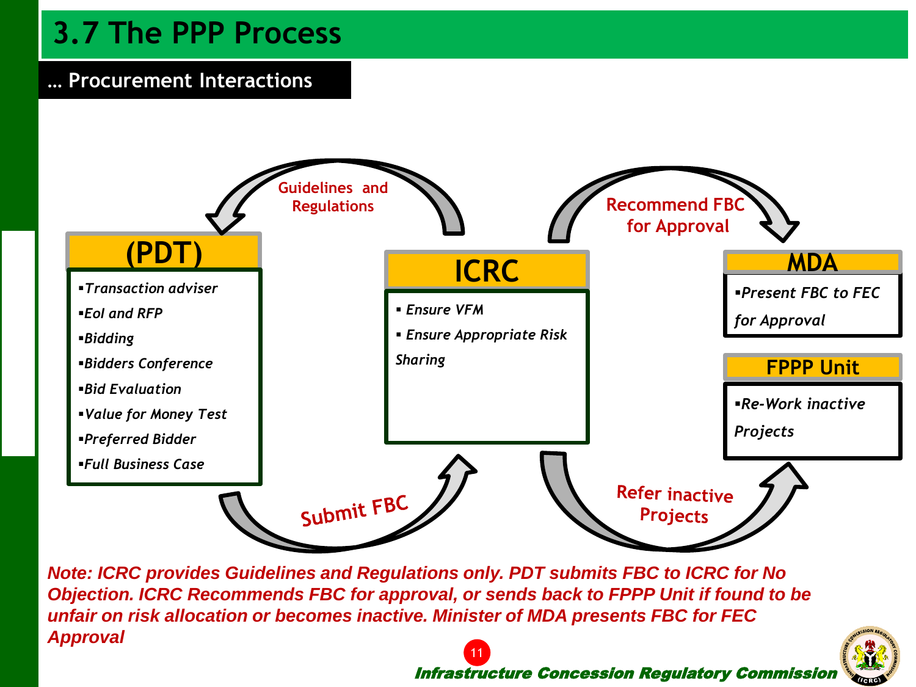# 3.7 The PPP Process

## … Procurement Interactions

**Guidelines and Regulations**

**Recommend FBC for Approval**

### (PDT)

- *Transaction adviser*
- *EoI and RFP*
- *Bidding*
- *Bidders Conference*
- *Bid Evaluation*
- *Value for Money Test*
- *Preferred Bidder*
- *Full Business Case*

### ICRC

- *Ensure VFM*
- *Ensure Appropriate Risk Sharing*

### MDA

- *Present FBC to FEC for Approval*

### FPPP Unit

- *Re-Work inactive Projects*

**Submit FBC**

**Refer inactive Projects**

***Note: ICRC provides Guidelines and Regulations only. PDT submits FBC to ICRC for No Objection. ICRC Recommends FBC for approval, or sends back to FPPP Unit if found to be unfair on risk allocation or becomes inactive. Minister of MDA presents FBC for FEC Approval***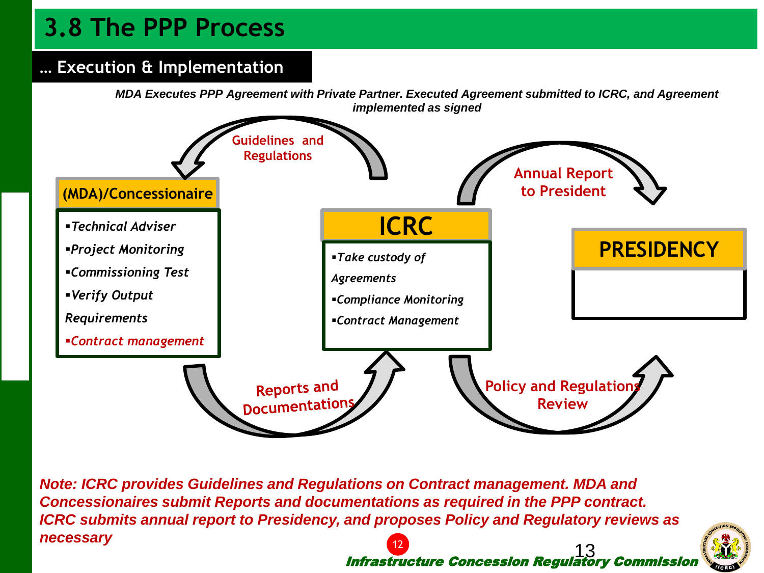# 3.8 The PPP Process

## … Execution & Implementation

***MDA Executes PPP Agreement with Private Partner. Executed Agreement submitted to ICRC, and Agreement implemented as signed***

Guidelines and Regulations

**(MDA)/Concessionaire**

- *Technical Adviser*
- *Project Monitoring*
- *Commissioning Test*
- *Verify Output Requirements*
- *Contract management*

Reports and Documentations

**ICRC**

- *Take custody of Agreements*
- *Compliance Monitoring*
- *Contract Management*

Annual Report to President

**PRESIDENCY**

Policy and Regulations Review

***Note: ICRC provides Guidelines and Regulations on Contract management. MDA and Concessionaires submit Reports and documentations as required in the PPP contract. ICRC submits annual report to Presidency, and proposes Policy and Regulatory reviews as necessary***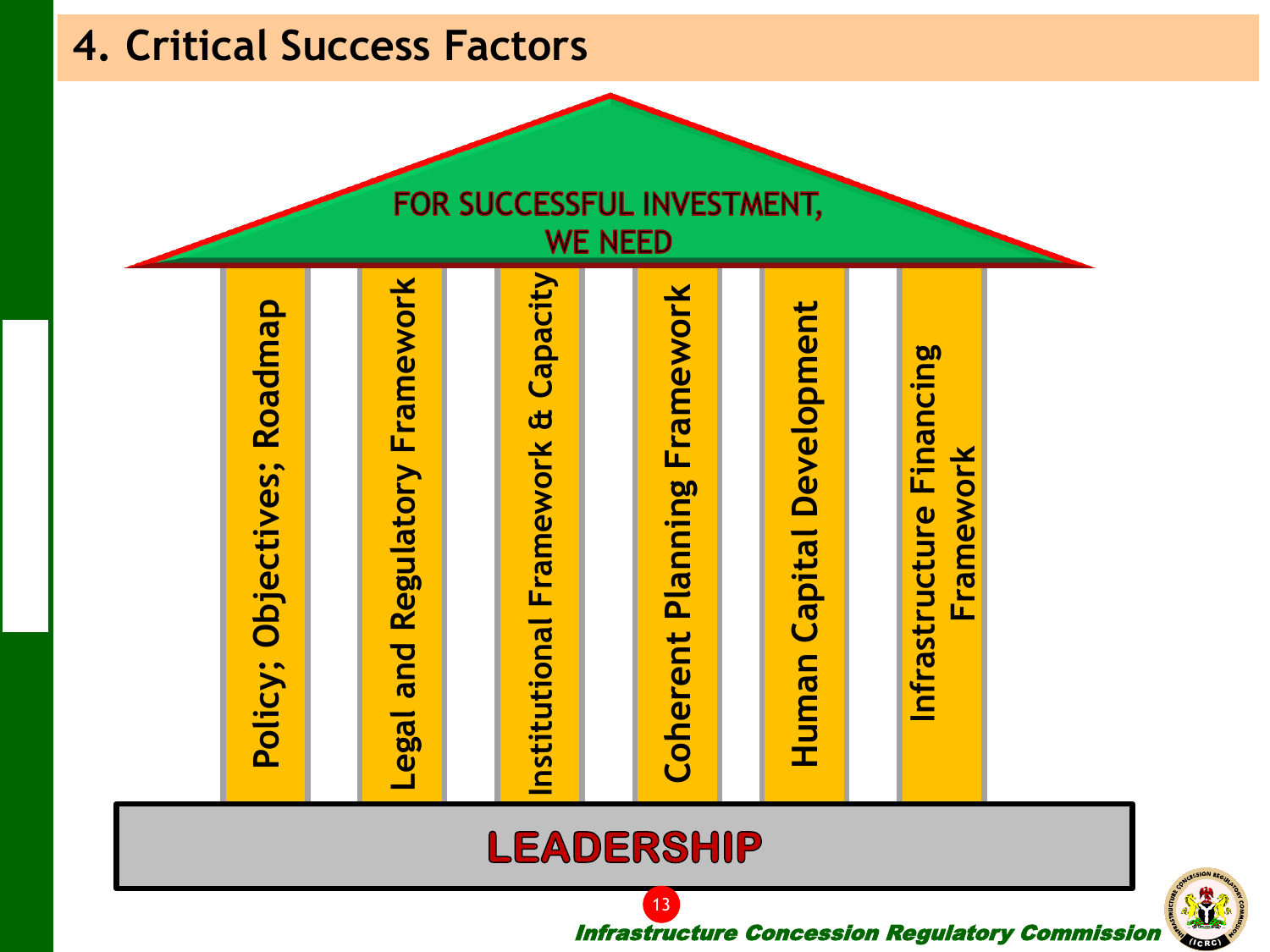# 4. Critical Success Factors

FOR SUCCESSFUL INVESTMENT, WE NEED

- Policy; Objectives; Roadmap
- Legal and Regulatory Framework
- Institutional Framework & Capacity
- Coherent Planning Framework
- Human Capital Development
- Infrastructure Financing Framework

**LEADERSHIP**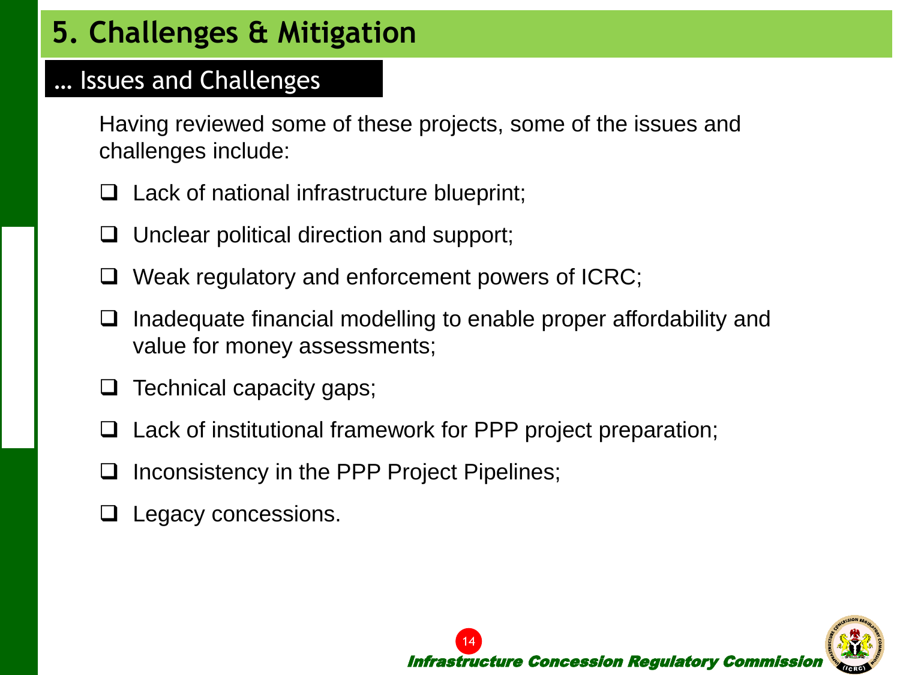# 5. Challenges & Mitigation

## … Issues and Challenges

Having reviewed some of these projects, some of the issues and challenges include:

- Lack of national infrastructure blueprint;
- Unclear political direction and support;
- Weak regulatory and enforcement powers of ICRC;
- Inadequate financial modelling to enable proper affordability and value for money assessments;
- Technical capacity gaps;
- Lack of institutional framework for PPP project preparation;
- Inconsistency in the PPP Project Pipelines;
- Legacy concessions.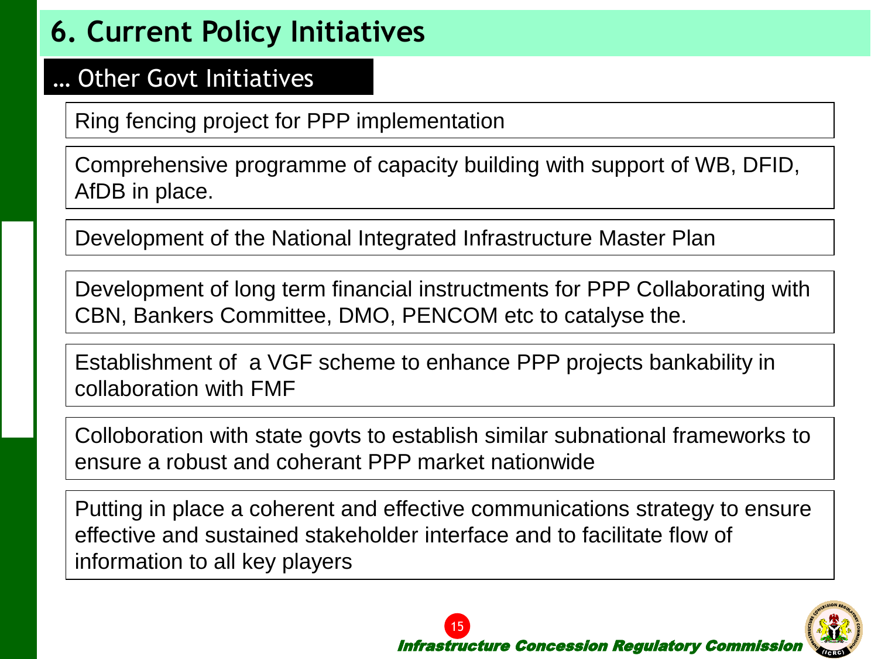# 6. Current Policy Initiatives

## … Other Govt Initiatives

- Ring fencing project for PPP implementation
- Comprehensive programme of capacity building with support of WB, DFID, AfDB in place.
- Development of the National Integrated Infrastructure Master Plan
- Development of long term financial instructments for PPP Collaborating with CBN, Bankers Committee, DMO, PENCOM etc to catalyse the.
- Establishment of a VGF scheme to enhance PPP projects bankability in collaboration with FMF
- Colloboration with state govts to establish similar subnational frameworks to ensure a robust and coherant PPP market nationwide
- Putting in place a coherent and effective communications strategy to ensure effective and sustained stakeholder interface and to facilitate flow of information to all key players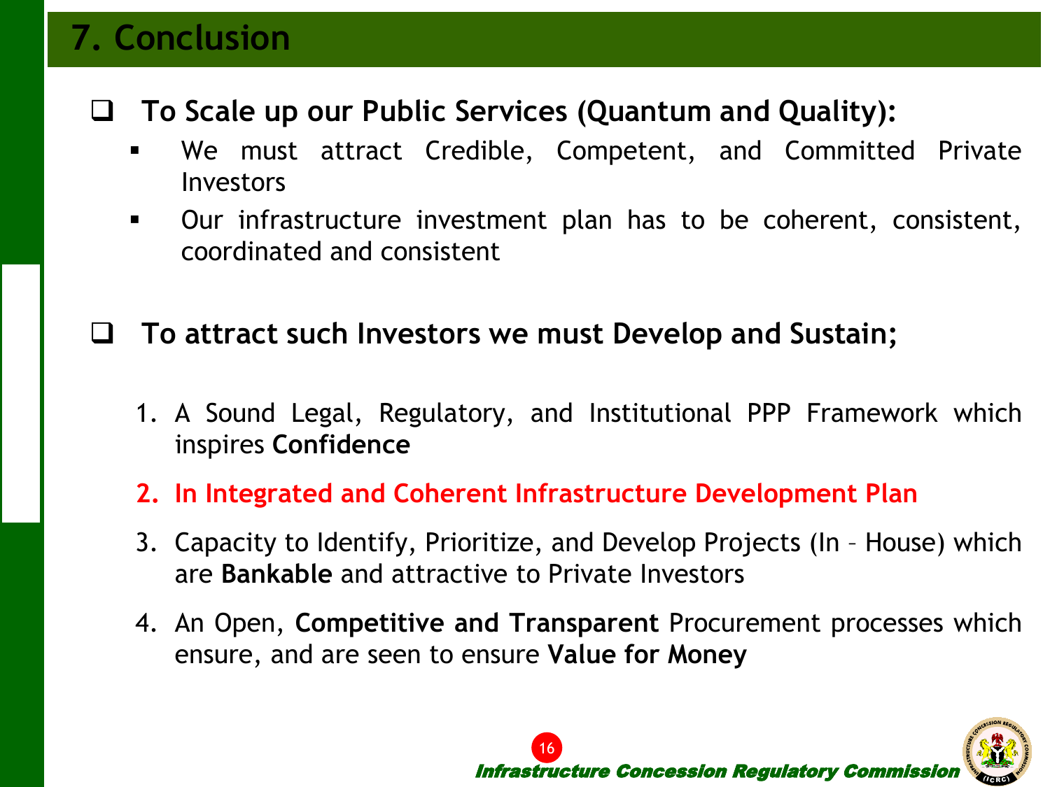# 7. Conclusion

- **To Scale up our Public Services (Quantum and Quality):**
  - We must attract Credible, Competent, and Committed Private Investors
  - Our infrastructure investment plan has to be coherent, consistent, coordinated and consistent

- **To attract such Investors we must Develop and Sustain;**

1. A Sound Legal, Regulatory, and Institutional PPP Framework which inspires **Confidence**
2. **In Integrated and Coherent Infrastructure Development Plan**
3. Capacity to Identify, Prioritize, and Develop Projects (In – House) which are **Bankable** and attractive to Private Investors
4. An Open, **Competitive and Transparent** Procurement processes which ensure, and are seen to ensure **Value for Money**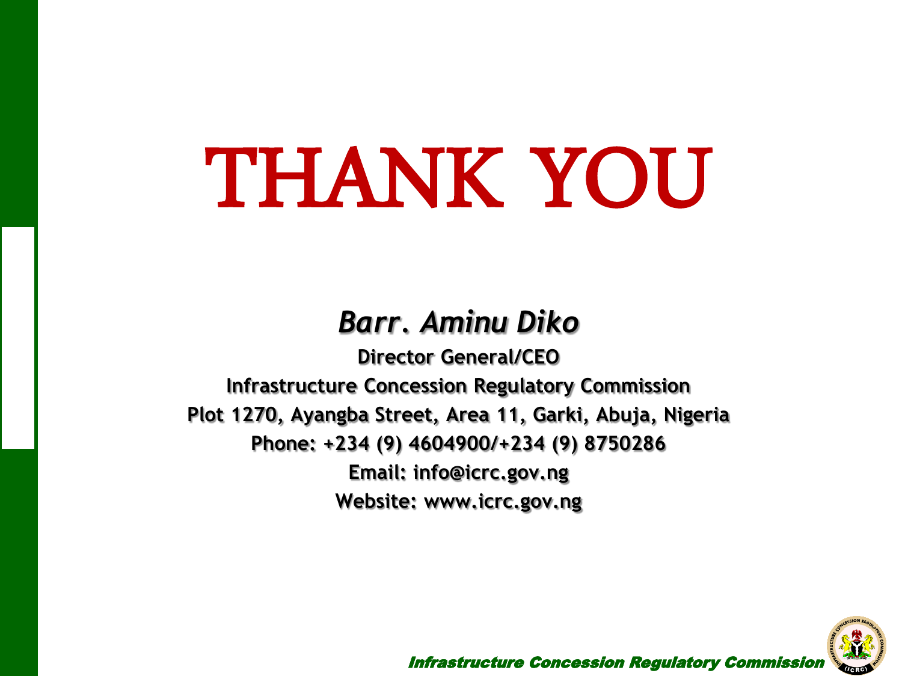# THANK YOU

***Barr. Aminu Diko***

**Director General/CEO**

**Infrastructure Concession Regulatory Commission**

**Plot 1270, Ayangba Street, Area 11, Garki, Abuja, Nigeria**

**Phone: +234 (9) 4604900/+234 (9) 8750286**

**Email: info@icrc.gov.ng**

**Website: www.icrc.gov.ng**